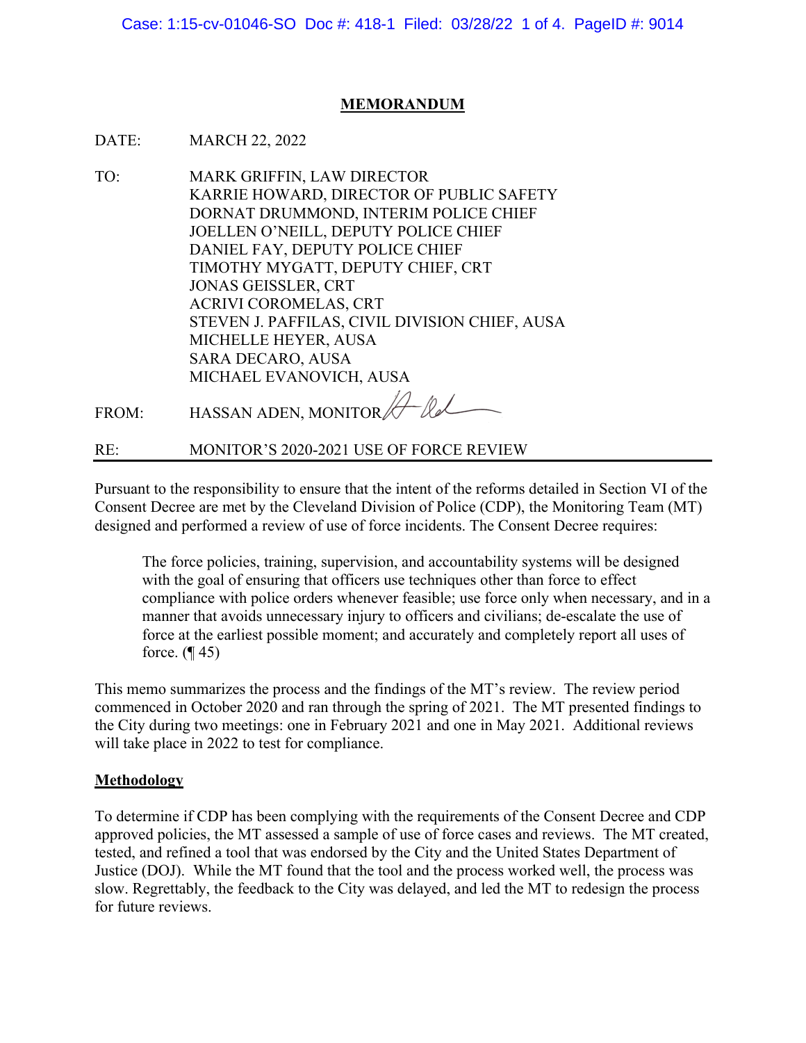## MEMORANDUM

DATE: MARCH 22, 2022

TO: MARK GRIFFIN, LAW DIRECTOR
KARRIE HOWARD, DIRECTOR OF PUBLIC SAFETY
DORNAT DRUMMOND, INTERIM POLICE CHIEF
JOELLEN O'NEILL, DEPUTY POLICE CHIEF
DANIEL FAY, DEPUTY POLICE CHIEF
TIMOTHY MYGATT, DEPUTY CHIEF, CRT
JONAS GEISSLER, CRT
ACRIVI COROMELAS, CRT
STEVEN J. PAFFILAS, CIVIL DIVISION CHIEF, AUSA
MICHELLE HEYER, AUSA
SARA DECARO, AUSA
MICHAEL EVANOVICH, AUSA

FROM: HASSAN ADEN, MONITOR

RE: MONITOR'S 2020-2021 USE OF FORCE REVIEW

---

Pursuant to the responsibility to ensure that the intent of the reforms detailed in Section VI of the Consent Decree are met by the Cleveland Division of Police (CDP), the Monitoring Team (MT) designed and performed a review of use of force incidents. The Consent Decree requires:

> The force policies, training, supervision, and accountability systems will be designed with the goal of ensuring that officers use techniques other than force to effect compliance with police orders whenever feasible; use force only when necessary, and in a manner that avoids unnecessary injury to officers and civilians; de-escalate the use of force at the earliest possible moment; and accurately and completely report all uses of force. (¶ 45)

This memo summarizes the process and the findings of the MT's review. The review period commenced in October 2020 and ran through the spring of 2021. The MT presented findings to the City during two meetings: one in February 2021 and one in May 2021. Additional reviews will take place in 2022 to test for compliance.

**Methodology**

To determine if CDP has been complying with the requirements of the Consent Decree and CDP approved policies, the MT assessed a sample of use of force cases and reviews. The MT created, tested, and refined a tool that was endorsed by the City and the United States Department of Justice (DOJ). While the MT found that the tool and the process worked well, the process was slow. Regrettably, the feedback to the City was delayed, and led the MT to redesign the process for future reviews.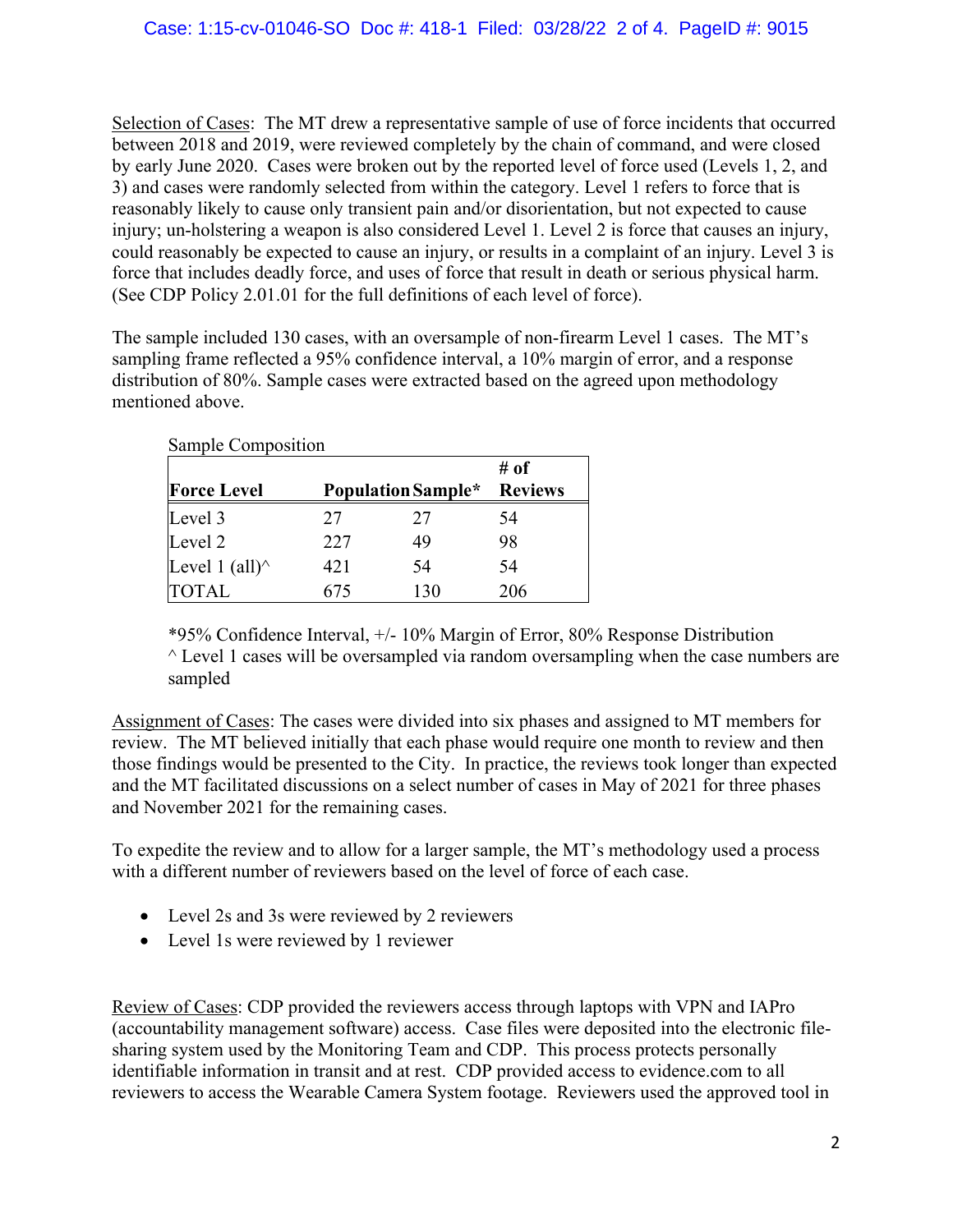Selection of Cases: The MT drew a representative sample of use of force incidents that occurred between 2018 and 2019, were reviewed completely by the chain of command, and were closed by early June 2020. Cases were broken out by the reported level of force used (Levels 1, 2, and 3) and cases were randomly selected from within the category. Level 1 refers to force that is reasonably likely to cause only transient pain and/or disorientation, but not expected to cause injury; un-holstering a weapon is also considered Level 1. Level 2 is force that causes an injury, could reasonably be expected to cause an injury, or results in a complaint of an injury. Level 3 is force that includes deadly force, and uses of force that result in death or serious physical harm. (See CDP Policy 2.01.01 for the full definitions of each level of force).

The sample included 130 cases, with an oversample of non-firearm Level 1 cases. The MT's sampling frame reflected a 95% confidence interval, a 10% margin of error, and a response distribution of 80%. Sample cases were extracted based on the agreed upon methodology mentioned above.

Sample Composition

| Force Level | Population | Sample* | # of Reviews |
|---|---|---|---|
| Level 3 | 27 | 27 | 54 |
| Level 2 | 227 | 49 | 98 |
| Level 1 (all)^ | 421 | 54 | 54 |
| TOTAL | 675 | 130 | 206 |

*95% Confidence Interval, +/- 10% Margin of Error, 80% Response Distribution
^ Level 1 cases will be oversampled via random oversampling when the case numbers are sampled

Assignment of Cases: The cases were divided into six phases and assigned to MT members for review. The MT believed initially that each phase would require one month to review and then those findings would be presented to the City. In practice, the reviews took longer than expected and the MT facilitated discussions on a select number of cases in May of 2021 for three phases and November 2021 for the remaining cases.

To expedite the review and to allow for a larger sample, the MT's methodology used a process with a different number of reviewers based on the level of force of each case.

- Level 2s and 3s were reviewed by 2 reviewers
- Level 1s were reviewed by 1 reviewer

Review of Cases: CDP provided the reviewers access through laptops with VPN and IAPro (accountability management software) access. Case files were deposited into the electronic file-sharing system used by the Monitoring Team and CDP. This process protects personally identifiable information in transit and at rest. CDP provided access to evidence.com to all reviewers to access the Wearable Camera System footage. Reviewers used the approved tool in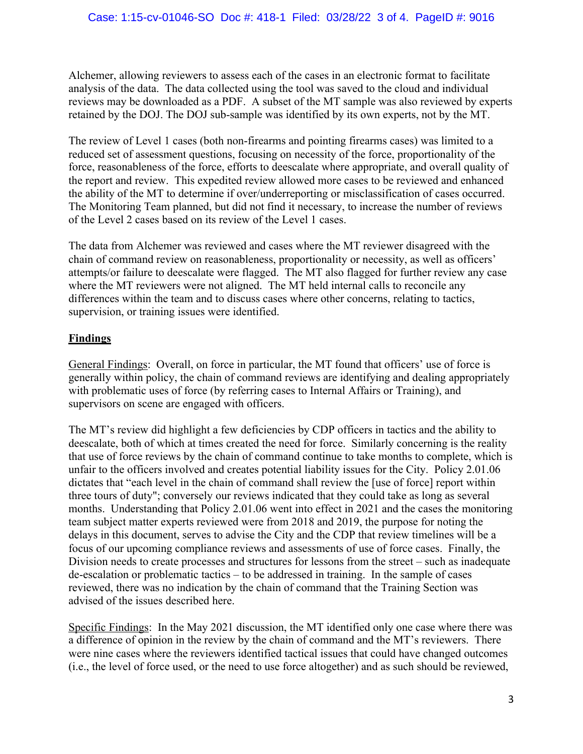Alchemer, allowing reviewers to assess each of the cases in an electronic format to facilitate analysis of the data. The data collected using the tool was saved to the cloud and individual reviews may be downloaded as a PDF. A subset of the MT sample was also reviewed by experts retained by the DOJ. The DOJ sub-sample was identified by its own experts, not by the MT.

The review of Level 1 cases (both non-firearms and pointing firearms cases) was limited to a reduced set of assessment questions, focusing on necessity of the force, proportionality of the force, reasonableness of the force, efforts to deescalate where appropriate, and overall quality of the report and review. This expedited review allowed more cases to be reviewed and enhanced the ability of the MT to determine if over/underreporting or misclassification of cases occurred. The Monitoring Team planned, but did not find it necessary, to increase the number of reviews of the Level 2 cases based on its review of the Level 1 cases.

The data from Alchemer was reviewed and cases where the MT reviewer disagreed with the chain of command review on reasonableness, proportionality or necessity, as well as officers' attempts/or failure to deescalate were flagged. The MT also flagged for further review any case where the MT reviewers were not aligned. The MT held internal calls to reconcile any differences within the team and to discuss cases where other concerns, relating to tactics, supervision, or training issues were identified.

## Findings

General Findings: Overall, on force in particular, the MT found that officers' use of force is generally within policy, the chain of command reviews are identifying and dealing appropriately with problematic uses of force (by referring cases to Internal Affairs or Training), and supervisors on scene are engaged with officers.

The MT's review did highlight a few deficiencies by CDP officers in tactics and the ability to deescalate, both of which at times created the need for force. Similarly concerning is the reality that use of force reviews by the chain of command continue to take months to complete, which is unfair to the officers involved and creates potential liability issues for the City. Policy 2.01.06 dictates that "each level in the chain of command shall review the [use of force] report within three tours of duty"; conversely our reviews indicated that they could take as long as several months. Understanding that Policy 2.01.06 went into effect in 2021 and the cases the monitoring team subject matter experts reviewed were from 2018 and 2019, the purpose for noting the delays in this document, serves to advise the City and the CDP that review timelines will be a focus of our upcoming compliance reviews and assessments of use of force cases. Finally, the Division needs to create processes and structures for lessons from the street – such as inadequate de-escalation or problematic tactics – to be addressed in training. In the sample of cases reviewed, there was no indication by the chain of command that the Training Section was advised of the issues described here.

Specific Findings: In the May 2021 discussion, the MT identified only one case where there was a difference of opinion in the review by the chain of command and the MT's reviewers. There were nine cases where the reviewers identified tactical issues that could have changed outcomes (i.e., the level of force used, or the need to use force altogether) and as such should be reviewed,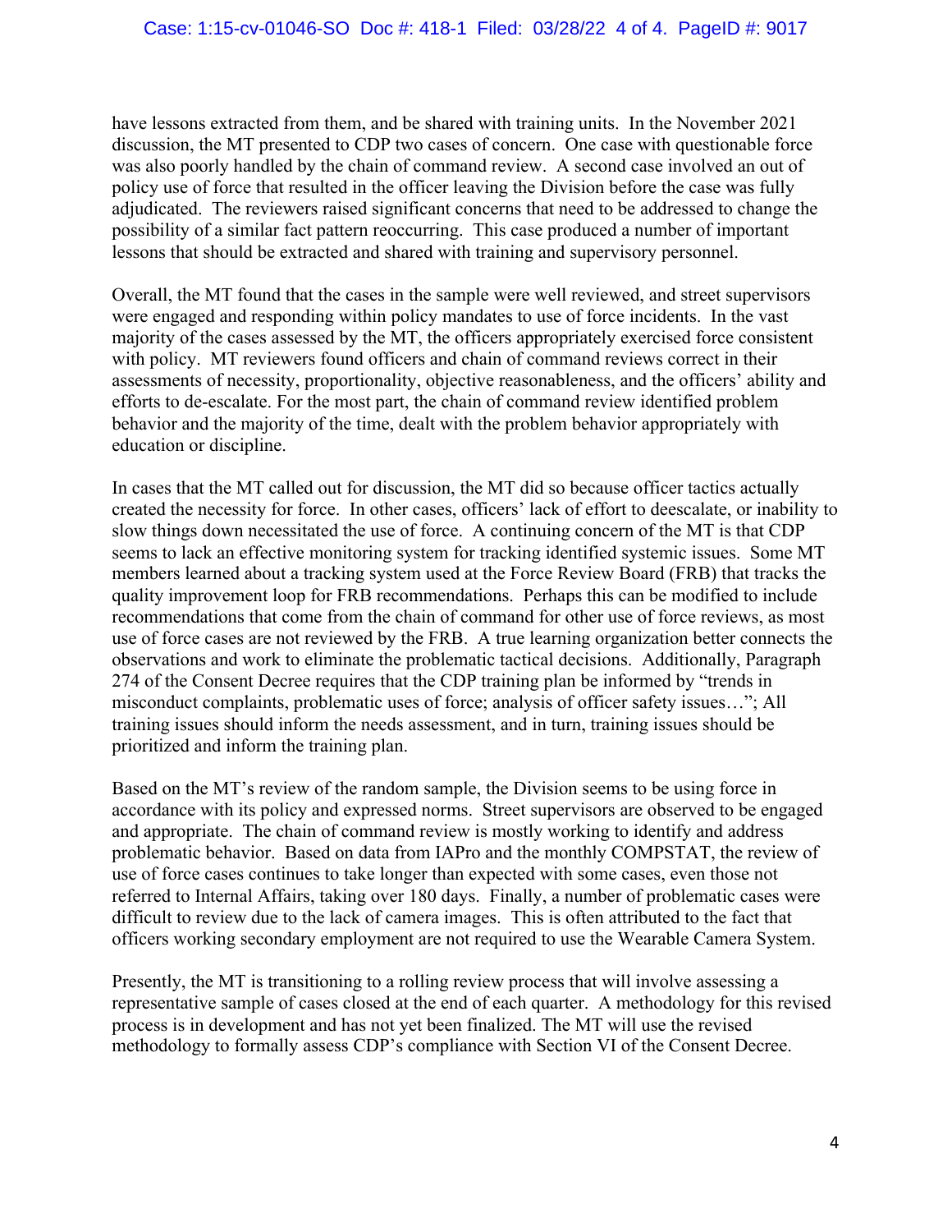have lessons extracted from them, and be shared with training units. In the November 2021 discussion, the MT presented to CDP two cases of concern. One case with questionable force was also poorly handled by the chain of command review. A second case involved an out of policy use of force that resulted in the officer leaving the Division before the case was fully adjudicated. The reviewers raised significant concerns that need to be addressed to change the possibility of a similar fact pattern reoccurring. This case produced a number of important lessons that should be extracted and shared with training and supervisory personnel.

Overall, the MT found that the cases in the sample were well reviewed, and street supervisors were engaged and responding within policy mandates to use of force incidents. In the vast majority of the cases assessed by the MT, the officers appropriately exercised force consistent with policy. MT reviewers found officers and chain of command reviews correct in their assessments of necessity, proportionality, objective reasonableness, and the officers' ability and efforts to de-escalate. For the most part, the chain of command review identified problem behavior and the majority of the time, dealt with the problem behavior appropriately with education or discipline.

In cases that the MT called out for discussion, the MT did so because officer tactics actually created the necessity for force. In other cases, officers' lack of effort to deescalate, or inability to slow things down necessitated the use of force. A continuing concern of the MT is that CDP seems to lack an effective monitoring system for tracking identified systemic issues. Some MT members learned about a tracking system used at the Force Review Board (FRB) that tracks the quality improvement loop for FRB recommendations. Perhaps this can be modified to include recommendations that come from the chain of command for other use of force reviews, as most use of force cases are not reviewed by the FRB. A true learning organization better connects the observations and work to eliminate the problematic tactical decisions. Additionally, Paragraph 274 of the Consent Decree requires that the CDP training plan be informed by "trends in misconduct complaints, problematic uses of force; analysis of officer safety issues…"; All training issues should inform the needs assessment, and in turn, training issues should be prioritized and inform the training plan.

Based on the MT's review of the random sample, the Division seems to be using force in accordance with its policy and expressed norms. Street supervisors are observed to be engaged and appropriate. The chain of command review is mostly working to identify and address problematic behavior. Based on data from IAPro and the monthly COMPSTAT, the review of use of force cases continues to take longer than expected with some cases, even those not referred to Internal Affairs, taking over 180 days. Finally, a number of problematic cases were difficult to review due to the lack of camera images. This is often attributed to the fact that officers working secondary employment are not required to use the Wearable Camera System.

Presently, the MT is transitioning to a rolling review process that will involve assessing a representative sample of cases closed at the end of each quarter. A methodology for this revised process is in development and has not yet been finalized. The MT will use the revised methodology to formally assess CDP's compliance with Section VI of the Consent Decree.